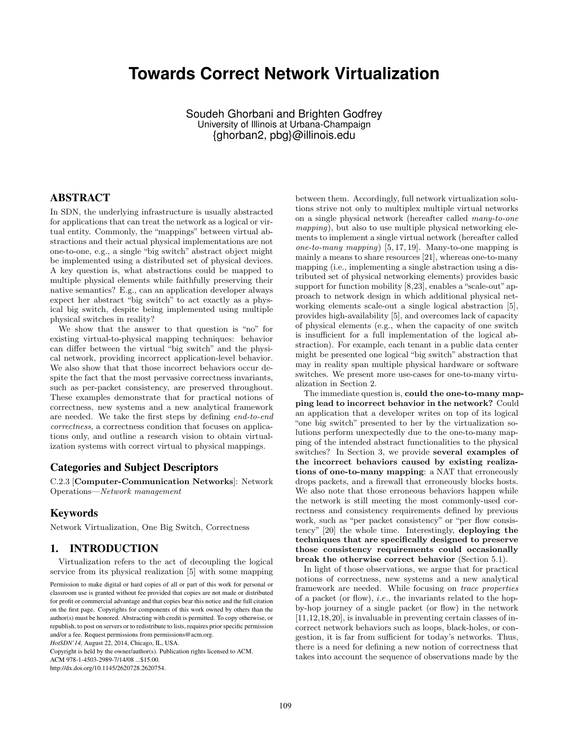# Towards Correct Network Virtualization

Soudeh Ghorbani and Brighten Godfrey
University of Illinois at Urbana-Champaign
{ghorban2, pbg}@illinois.edu

## ABSTRACT

In SDN, the underlying infrastructure is usually abstracted for applications that can treat the network as a logical or virtual entity. Commonly, the "mappings" between virtual abstractions and their actual physical implementations are not one-to-one, e.g., a single "big switch" abstract object might be implemented using a distributed set of physical devices. A key question is, what abstractions could be mapped to multiple physical elements while faithfully preserving their native semantics? E.g., can an application developer always expect her abstract "big switch" to act exactly as a physical big switch, despite being implemented using multiple physical switches in reality?

We show that the answer to that question is "no" for existing virtual-to-physical mapping techniques: behavior can differ between the virtual "big switch" and the physical network, providing incorrect application-level behavior. We also show that that those incorrect behaviors occur despite the fact that the most pervasive correctness invariants, such as per-packet consistency, are preserved throughout. These examples demonstrate that for practical notions of correctness, new systems and a new analytical framework are needed. We take the first steps by defining *end-to-end correctness*, a correctness condition that focuses on applications only, and outline a research vision to obtain virtualization systems with correct virtual to physical mappings.

### Categories and Subject Descriptors

C.2.3 [**Computer-Communication Networks**]: Network Operations—*Network management*

### Keywords

Network Virtualization, One Big Switch, Correctness

## 1. INTRODUCTION

Virtualization refers to the act of decoupling the logical service from its physical realization [5] with some mapping between them. Accordingly, full network virtualization solutions strive not only to multiplex multiple virtual networks on a single physical network (hereafter called *many-to-one mapping*), but also to use multiple physical networking elements to implement a single virtual network (hereafter called *one-to-many mapping*) [5, 17, 19]. Many-to-one mapping is mainly a means to share resources [21], whereas one-to-many mapping (i.e., implementing a single abstraction using a distributed set of physical networking elements) provides basic support for function mobility [8,23], enables a "scale-out" approach to network design in which additional physical networking elements scale-out a single logical abstraction [5], provides high-availability [5], and overcomes lack of capacity of physical elements (e.g., when the capacity of one switch is insufficient for a full implementation of the logical abstraction). For example, each tenant in a public data center might be presented one logical "big switch" abstraction that may in reality span multiple physical hardware or software switches. We present more use-cases for one-to-many virtualization in Section 2.

The immediate question is, **could the one-to-many mapping lead to incorrect behavior in the network?** Could an application that a developer writes on top of its logical "one big switch" presented to her by the virtualization solutions perform unexpectedly due to the one-to-many mapping of the intended abstract functionalities to the physical switches? In Section 3, we provide **several examples of the incorrect behaviors caused by existing realizations of one-to-many mapping**: a NAT that erroneously drops packets, and a firewall that erroneously blocks hosts. We also note that those erroneous behaviors happen while the network is still meeting the most commonly-used correctness and consistency requirements defined by previous work, such as "per packet consistency" or "per flow consistency" [20] the whole time. Interestingly, **deploying the techniques that are specifically designed to preserve those consistency requirements could occasionally break the otherwise correct behavior** (Section 5.1).

In light of those observations, we argue that for practical notions of correctness, new systems and a new analytical framework are needed. While focusing on *trace properties* of a packet (or flow), *i.e.*, the invariants related to the hop-by-hop journey of a single packet (or flow) in the network [11,12,18,20], is invaluable in preventing certain classes of incorrect network behaviors such as loops, black-holes, or congestion, it is far from sufficient for today's networks. Thus, there is a need for defining a new notion of correctness that takes into account the sequence of observations made by the

Permission to make digital or hard copies of all or part of this work for personal or classroom use is granted without fee provided that copies are not made or distributed for profit or commercial advantage and that copies bear this notice and the full citation on the first page. Copyrights for components of this work owned by others than the author(s) must be honored. Abstracting with credit is permitted. To copy otherwise, or republish, to post on servers or to redistribute to lists, requires prior specific permission and/or a fee. Request permissions from permissions@acm.org.
*HotSDN'14,* August 22, 2014, Chicago, IL, USA.
Copyright is held by the owner/author(s). Publication rights licensed to ACM.
ACM 978-1-4503-2989-7/14/08 ...$15.00.
http://dx.doi.org/10.1145/2620728.2620754.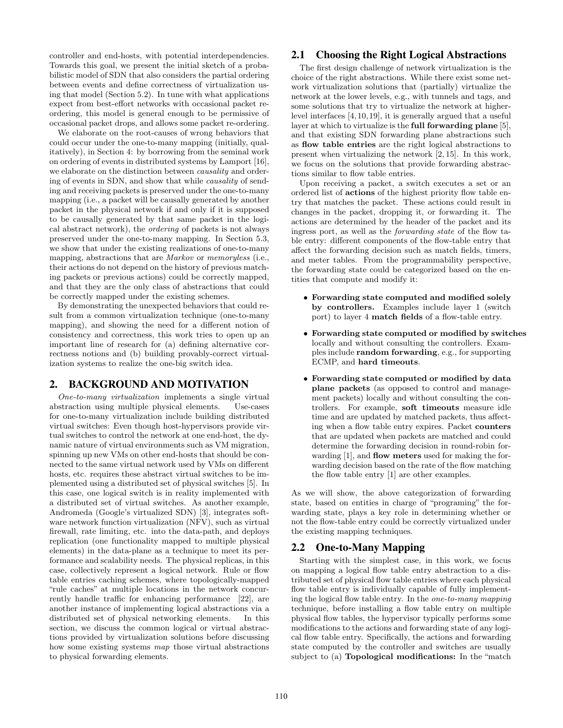controller and end-hosts, with potential interdependencies. Towards this goal, we present the initial sketch of a probabilistic model of SDN that also considers the partial ordering between events and define correctness of virtualization using that model (Section 5.2). In tune with what applications expect from best-effort networks with occasional packet re-ordering, this model is general enough to be permissive of occasional packet drops, and allows some packet re-ordering.

We elaborate on the root-causes of wrong behaviors that could occur under the one-to-many mapping (initially, qualitatively), in Section 4: by borrowing from the seminal work on ordering of events in distributed systems by Lamport [16], we elaborate on the distinction between *causality* and ordering of events in SDN, and show that while *causality* of sending and receiving packets is preserved under the one-to-many mapping (i.e., a packet will be causally generated by another packet in the physical network if and only if it is supposed to be causally generated by that same packet in the logical abstract network), the *ordering* of packets is not always preserved under the one-to-many mapping. In Section 5.3, we show that under the existing realizations of one-to-many mapping, abstractions that are *Markov* or *memoryless* (i.e., their actions do not depend on the history of previous matching packets or previous actions) could be correctly mapped, and that they are the only class of abstractions that could be correctly mapped under the existing schemes.

By demonstrating the unexpected behaviors that could result from a common virtualization technique (one-to-many mapping), and showing the need for a different notion of consistency and correctness, this work tries to open up an important line of research for (a) defining alternative correctness notions and (b) building provably-correct virtualization systems to realize the one-big switch idea.

## 2. BACKGROUND AND MOTIVATION

*One-to-many virtualization* implements a single virtual abstraction using multiple physical elements. Use-cases for one-to-many virtualization include building distributed virtual switches: Even though host-hypervisors provide virtual switches to control the network at one end-host, the dynamic nature of virtual environments such as VM migration, spinning up new VMs on other end-hosts that should be connected to the same virtual network used by VMs on different hosts, etc. requires these abstract virtual switches to be implemented using a distributed set of physical switches [5]. In this case, one logical switch is in reality implemented with a distributed set of virtual switches. As another example, Andromeda (Google's virtualized SDN) [3], integrates software network function virtualization (NFV), such as virtual firewall, rate limiting, etc. into the data-path, and deploys replication (one functionality mapped to multiple physical elements) in the data-plane as a technique to meet its performance and scalability needs. The physical replicas, in this case, collectively represent a logical network. Rule or flow table entries caching schemes, where topologically-mapped "rule caches" at multiple locations in the network concurrently handle traffic for enhancing performance [22], are another instance of implementing logical abstractions via a distributed set of physical networking elements. In this section, we discuss the common logical or virtual abstractions provided by virtualization solutions before discussing how some existing systems *map* those virtual abstractions to physical forwarding elements.

### 2.1 Choosing the Right Logical Abstractions

The first design challenge of network virtualization is the choice of the right abstractions. While there exist some network virtualization solutions that (partially) virtualize the network at the lower levels, e.g., with tunnels and tags, and some solutions that try to virtualize the network at higher-level interfaces [4,10,19], it is generally argued that a useful layer at which to virtualize is the **full forwarding plane** [5], and that existing SDN forwarding plane abstractions such as **flow table entries** are the right logical abstractions to present when virtualizing the network [2,15]. In this work, we focus on the solutions that provide forwarding abstractions similar to flow table entries.

Upon receiving a packet, a switch executes a set or an ordered list of **actions** of the highest priority flow table entry that matches the packet. These actions could result in changes in the packet, dropping it, or forwarding it. The actions are determined by the header of the packet and its ingress port, as well as the *forwarding state* of the flow table entry: different components of the flow-table entry that affect the forwarding decision such as match fields, timers, and meter tables. From the programmability perspective, the forwarding state could be categorized based on the entities that compute and modify it:

- **Forwarding state computed and modified solely by controllers.** Examples include layer 1 (switch port) to layer 4 **match fields** of a flow-table entry.
- **Forwarding state computed or modified by switches** locally and without consulting the controllers. Examples include **random forwarding**, e.g., for supporting ECMP, and **hard timeouts**.
- **Forwarding state computed or modified by data plane packets** (as opposed to control and management packets) locally and without consulting the controllers. For example, **soft timeouts** measure idle time and are updated by matched packets, thus affecting when a flow table entry expires. Packet **counters** that are updated when packets are matched and could determine the forwarding decision in round-robin forwarding [1], and **flow meters** used for making the forwarding decision based on the rate of the flow matching the flow table entry [1] are other examples.

As we will show, the above categorization of forwarding state, based on entities in charge of "programing" the forwarding state, plays a key role in determining whether or not the flow-table entry could be correctly virtualized under the existing mapping techniques.

### 2.2 One-to-Many Mapping

Starting with the simplest case, in this work, we focus on mapping a logical flow table entry abstraction to a distributed set of physical flow table entries where each physical flow table entry is individually capable of fully implementing the logical flow table entry. In the *one-to-many mapping* technique, before installing a flow table entry on multiple physical flow tables, the hypervisor typically performs some modifications to the actions and forwarding state of any logical flow table entry. Specifically, the actions and forwarding state computed by the controller and switches are usually subject to (a) **Topological modifications:** In the "match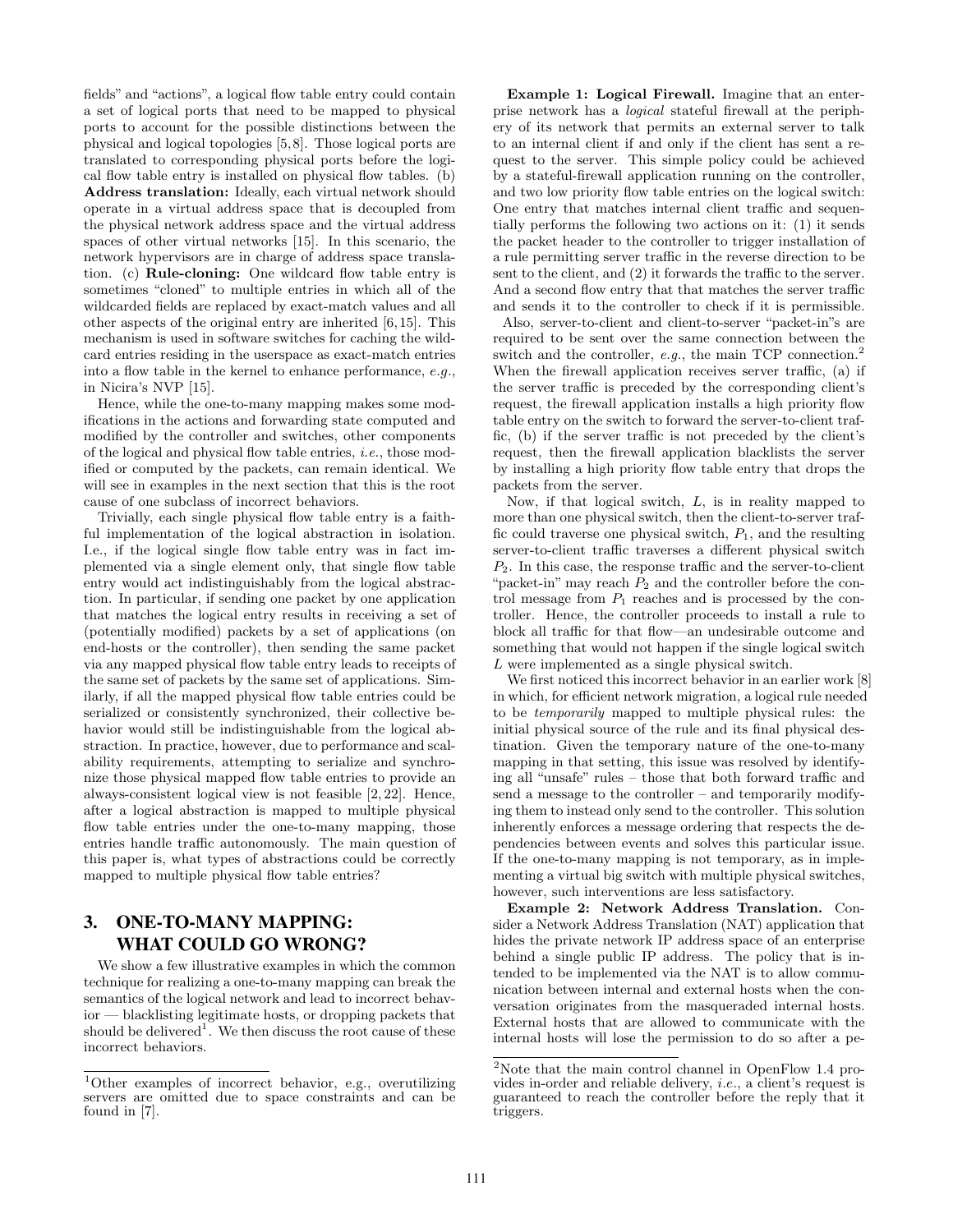fields" and "actions", a logical flow table entry could contain a set of logical ports that need to be mapped to physical ports to account for the possible distinctions between the physical and logical topologies [5,8]. Those logical ports are translated to corresponding physical ports before the logical flow table entry is installed on physical flow tables. (b) **Address translation:** Ideally, each virtual network should operate in a virtual address space that is decoupled from the physical network address space and the virtual address spaces of other virtual networks [15]. In this scenario, the network hypervisors are in charge of address space translation. (c) **Rule-cloning:** One wildcard flow table entry is sometimes "cloned" to multiple entries in which all of the wildcarded fields are replaced by exact-match values and all other aspects of the original entry are inherited [6,15]. This mechanism is used in software switches for caching the wildcard entries residing in the userspace as exact-match entries into a flow table in the kernel to enhance performance, *e.g.*, in Nicira's NVP [15].

Hence, while the one-to-many mapping makes some modifications in the actions and forwarding state computed and modified by the controller and switches, other components of the logical and physical flow table entries, *i.e.*, those modified or computed by the packets, can remain identical. We will see in examples in the next section that this is the root cause of one subclass of incorrect behaviors.

Trivially, each single physical flow table entry is a faithful implementation of the logical abstraction in isolation. I.e., if the logical single flow table entry was in fact implemented via a single element only, that single flow table entry would act indistinguishably from the logical abstraction. In particular, if sending one packet by one application that matches the logical entry results in receiving a set of (potentially modified) packets by a set of applications (on end-hosts or the controller), then sending the same packet via any mapped physical flow table entry leads to receipts of the same set of packets by the same set of applications. Similarly, if all the mapped physical flow table entries could be serialized or consistently synchronized, their collective behavior would still be indistinguishable from the logical abstraction. In practice, however, due to performance and scalability requirements, attempting to serialize and synchronize those physical mapped flow table entries to provide an always-consistent logical view is not feasible [2, 22]. Hence, after a logical abstraction is mapped to multiple physical flow table entries under the one-to-many mapping, those entries handle traffic autonomously. The main question of this paper is, what types of abstractions could be correctly mapped to multiple physical flow table entries?

## 3. ONE-TO-MANY MAPPING: WHAT COULD GO WRONG?

We show a few illustrative examples in which the common technique for realizing a one-to-many mapping can break the semantics of the logical network and lead to incorrect behavior — blacklisting legitimate hosts, or dropping packets that should be delivered[1]. We then discuss the root cause of these incorrect behaviors.

**Example 1: Logical Firewall.** Imagine that an enterprise network has a *logical* stateful firewall at the periphery of its network that permits an external server to talk to an internal client if and only if the client has sent a request to the server. This simple policy could be achieved by a stateful-firewall application running on the controller, and two low priority flow table entries on the logical switch: One entry that matches internal client traffic and sequentially performs the following two actions on it: (1) it sends the packet header to the controller to trigger installation of a rule permitting server traffic in the reverse direction to be sent to the client, and (2) it forwards the traffic to the server. And a second flow entry that that matches the server traffic and sends it to the controller to check if it is permissible.

Also, server-to-client and client-to-server "packet-in"s are required to be sent over the same connection between the switch and the controller, *e.g.*, the main TCP connection.[2] When the firewall application receives server traffic, (a) if the server traffic is preceded by the corresponding client's request, the firewall application installs a high priority flow table entry on the switch to forward the server-to-client traffic, (b) if the server traffic is not preceded by the client's request, then the firewall application blacklists the server by installing a high priority flow table entry that drops the packets from the server.

Now, if that logical switch, $L$, is in reality mapped to more than one physical switch, then the client-to-server traffic could traverse one physical switch, $P_1$, and the resulting server-to-client traffic traverses a different physical switch $P_2$. In this case, the response traffic and the server-to-client "packet-in" may reach $P_2$ and the controller before the control message from $P_1$ reaches and is processed by the controller. Hence, the controller proceeds to install a rule to block all traffic for that flow—an undesirable outcome and something that would not happen if the single logical switch $L$ were implemented as a single physical switch.

We first noticed this incorrect behavior in an earlier work [8] in which, for efficient network migration, a logical rule needed to be *temporarily* mapped to multiple physical rules: the initial physical source of the rule and its final physical destination. Given the temporary nature of the one-to-many mapping in that setting, this issue was resolved by identifying all "unsafe" rules – those that both forward traffic and send a message to the controller – and temporarily modifying them to instead only send to the controller. This solution inherently enforces a message ordering that respects the dependencies between events and solves this particular issue. If the one-to-many mapping is not temporary, as in implementing a virtual big switch with multiple physical switches, however, such interventions are less satisfactory.

**Example 2: Network Address Translation.** Consider a Network Address Translation (NAT) application that hides the private network IP address space of an enterprise behind a single public IP address. The policy that is intended to be implemented via the NAT is to allow communication between internal and external hosts when the conversation originates from the masqueraded internal hosts. External hosts that are allowed to communicate with the internal hosts will lose the permission to do so after a pe-

---

[1] Other examples of incorrect behavior, e.g., overutilizing servers are omitted due to space constraints and can be found in [7].

[2] Note that the main control channel in OpenFlow 1.4 provides in-order and reliable delivery, *i.e.*, a client's request is guaranteed to reach the controller before the reply that it triggers.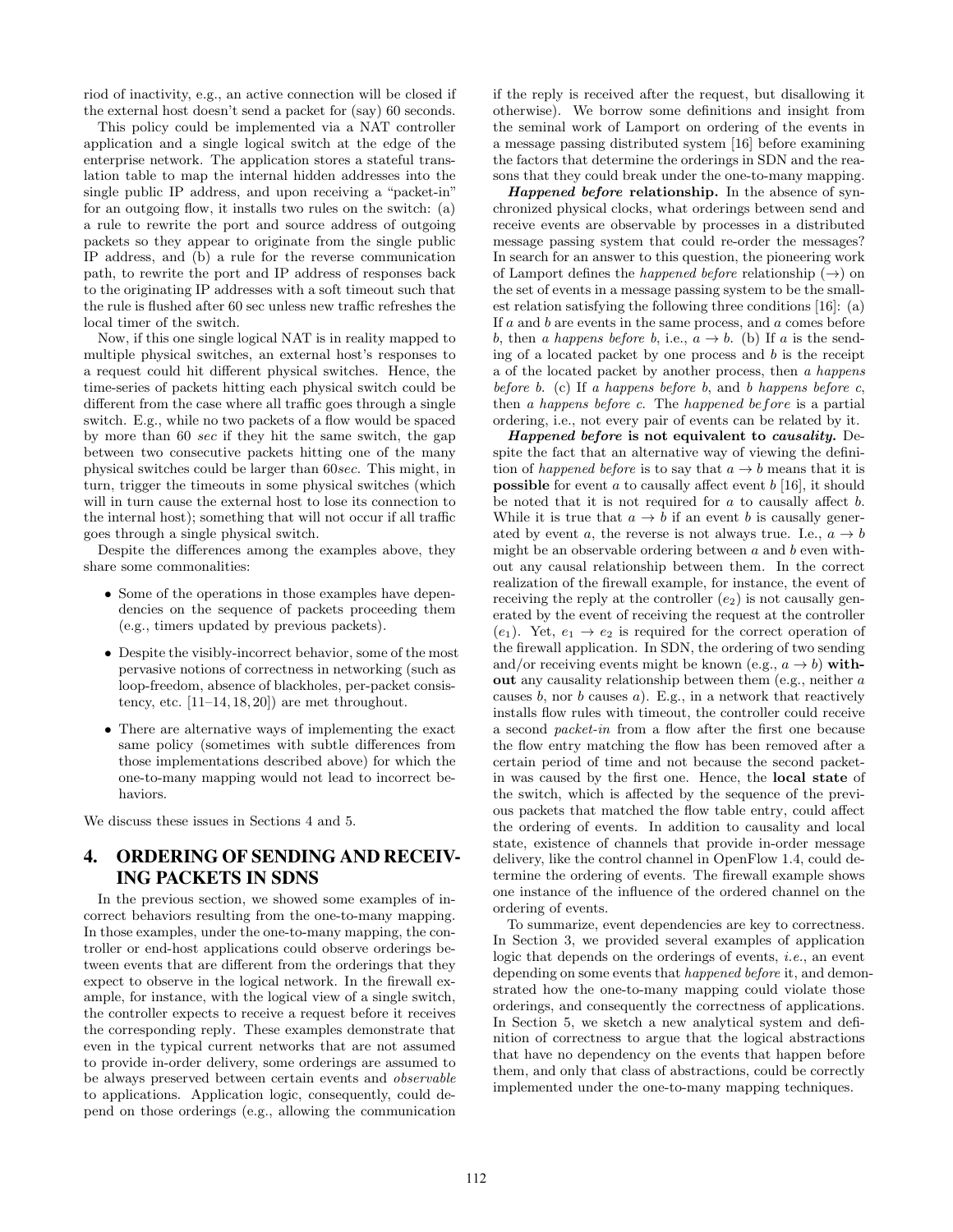riod of inactivity, e.g., an active connection will be closed if the external host doesn't send a packet for (say) 60 seconds.

This policy could be implemented via a NAT controller application and a single logical switch at the edge of the enterprise network. The application stores a stateful translation table to map the internal hidden addresses into the single public IP address, and upon receiving a "packet-in" for an outgoing flow, it installs two rules on the switch: (a) a rule to rewrite the port and source address of outgoing packets so they appear to originate from the single public IP address, and (b) a rule for the reverse communication path, to rewrite the port and IP address of responses back to the originating IP addresses with a soft timeout such that the rule is flushed after 60 sec unless new traffic refreshes the local timer of the switch.

Now, if this one single logical NAT is in reality mapped to multiple physical switches, an external host's responses to a request could hit different physical switches. Hence, the time-series of packets hitting each physical switch could be different from the case where all traffic goes through a single switch. E.g., while no two packets of a flow would be spaced by more than 60 *sec* if they hit the same switch, the gap between two consecutive packets hitting one of the many physical switches could be larger than 60*sec*. This might, in turn, trigger the timeouts in some physical switches (which will in turn cause the external host to lose its connection to the internal host); something that will not occur if all traffic goes through a single physical switch.

Despite the differences among the examples above, they share some commonalities:

- Some of the operations in those examples have dependencies on the sequence of packets proceeding them (e.g., timers updated by previous packets).
- Despite the visibly-incorrect behavior, some of the most pervasive notions of correctness in networking (such as loop-freedom, absence of blackholes, per-packet consistency, etc. [11–14, 18, 20]) are met throughout.
- There are alternative ways of implementing the exact same policy (sometimes with subtle differences from those implementations described above) for which the one-to-many mapping would not lead to incorrect behaviors.

We discuss these issues in Sections 4 and 5.

# 4. ORDERING OF SENDING AND RECEIVING PACKETS IN SDNS

In the previous section, we showed some examples of incorrect behaviors resulting from the one-to-many mapping. In those examples, under the one-to-many mapping, the controller or end-host applications could observe orderings between events that are different from the orderings that they expect to observe in the logical network. In the firewall example, for instance, with the logical view of a single switch, the controller expects to receive a request before it receives the corresponding reply. These examples demonstrate that even in the typical current networks that are not assumed to provide in-order delivery, some orderings are assumed to be always preserved between certain events and *observable* to applications. Application logic, consequently, could depend on those orderings (e.g., allowing the communication if the reply is received after the request, but disallowing it otherwise). We borrow some definitions and insight from the seminal work of Lamport on ordering of the events in a message passing distributed system [16] before examining the factors that determine the orderings in SDN and the reasons that they could break under the one-to-many mapping.

***Happened before* relationship.** In the absence of synchronized physical clocks, what orderings between send and receive events are observable by processes in a distributed message passing system that could re-order the messages? In search for an answer to this question, the pioneering work of Lamport defines the *happened before* relationship ($\rightarrow$) on the set of events in a message passing system to be the smallest relation satisfying the following three conditions [16]: (a) If $a$ and $b$ are events in the same process, and $a$ comes before $b$, then *a happens before b*, i.e., $a \rightarrow b$. (b) If $a$ is the sending of a located packet by one process and $b$ is the receipt of the located packet by another process, then *a happens before b*. (c) If *a happens before b*, and *b happens before c*, then *a happens before c*. The *happened before* is a partial ordering, i.e., not every pair of events can be related by it.

***Happened before* is not equivalent to *causality*.** Despite the fact that an alternative way of viewing the definition of *happened before* is to say that $a \rightarrow b$ means that it is **possible** for event $a$ to causally affect event $b$ [16], it should be noted that it is not required for $a$ to causally affect $b$. While it is true that $a \rightarrow b$ if an event $b$ is causally generated by event $a$, the reverse is not always true. I.e., $a \rightarrow b$ might be an observable ordering between $a$ and $b$ even without any causal relationship between them. In the correct realization of the firewall example, for instance, the event of receiving the reply at the controller ($e_2$) is not causally generated by the event of receiving the request at the controller ($e_1$). Yet, $e_1 \rightarrow e_2$ is required for the correct operation of the firewall application. In SDN, the ordering of two sending and/or receiving events might be known (e.g., $a \rightarrow b$) **without** any causality relationship between them (e.g., neither $a$ causes $b$, nor $b$ causes $a$). E.g., in a network that reactively installs flow rules with timeout, the controller could receive a second *packet-in* from a flow after the first one because the flow entry matching the flow has been removed after a certain period of time and not because the second packet-in was caused by the first one. Hence, the **local state** of the switch, which is affected by the sequence of the previous packets that matched the flow table entry, could affect the ordering of events. In addition to causality and local state, existence of channels that provide in-order message delivery, like the control channel in OpenFlow 1.4, could determine the ordering of events. The firewall example shows one instance of the influence of the ordered channel on the ordering of events.

To summarize, event dependencies are key to correctness. In Section 3, we provided several examples of application logic that depends on the orderings of events, *i.e.*, an event depending on some events that *happened before* it, and demonstrated how the one-to-many mapping could violate those orderings, and consequently the correctness of applications. In Section 5, we sketch a new analytical system and definition of correctness to argue that the logical abstractions that have no dependency on the events that happen before them, and only that class of abstractions, could be correctly implemented under the one-to-many mapping techniques.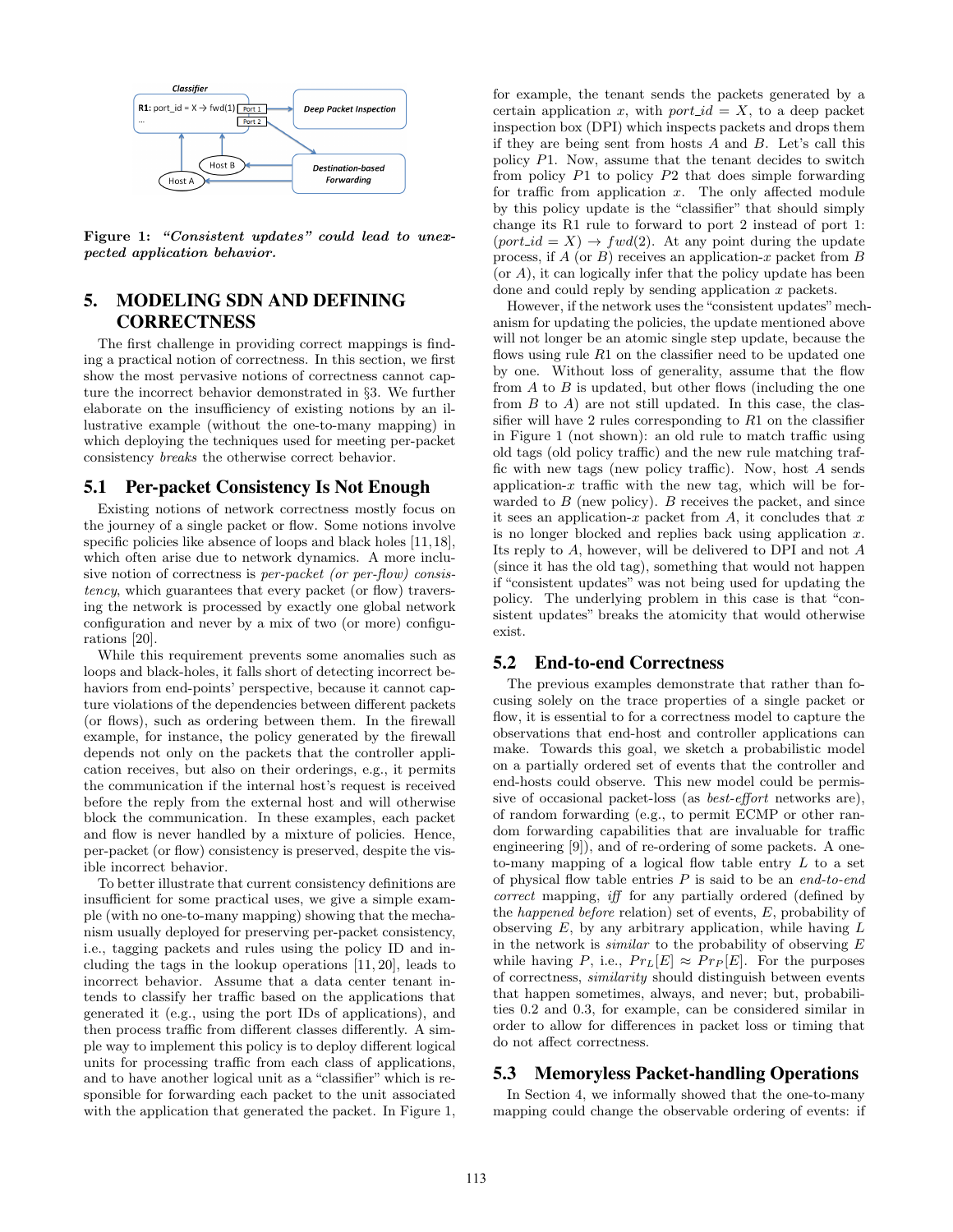Classifier

R1: port_id = X → fwd(1)

...

Port 1

Port 2

Deep Packet Inspection

Host B

Host A

Destination-based Forwarding

**Figure 1:** ***"Consistent updates" could lead to unexpected application behavior.***

# 5. MODELING SDN AND DEFINING CORRECTNESS

The first challenge in providing correct mappings is finding a practical notion of correctness. In this section, we first show the most pervasive notions of correctness cannot capture the incorrect behavior demonstrated in §3. We further elaborate on the insufficiency of existing notions by an illustrative example (without the one-to-many mapping) in which deploying the techniques used for meeting per-packet consistency *breaks* the otherwise correct behavior.

## 5.1 Per-packet Consistency Is Not Enough

Existing notions of network correctness mostly focus on the journey of a single packet or flow. Some notions involve specific policies like absence of loops and black holes [11,18], which often arise due to network dynamics. A more inclusive notion of correctness is *per-packet (or per-flow) consistency*, which guarantees that every packet (or flow) traversing the network is processed by exactly one global network configuration and never by a mix of two (or more) configurations [20].

While this requirement prevents some anomalies such as loops and black-holes, it falls short of detecting incorrect behaviors from end-points' perspective, because it cannot capture violations of the dependencies between different packets (or flows), such as ordering between them. In the firewall example, for instance, the policy generated by the firewall depends not only on the packets that the controller application receives, but also on their orderings, e.g., it permits the communication if the internal host's request is received before the reply from the external host and will otherwise block the communication. In these examples, each packet and flow is never handled by a mixture of policies. Hence, per-packet (or flow) consistency is preserved, despite the visible incorrect behavior.

To better illustrate that current consistency definitions are insufficient for some practical uses, we give a simple example (with no one-to-many mapping) showing that the mechanism usually deployed for preserving per-packet consistency, i.e., tagging packets and rules using the policy ID and including the tags in the lookup operations [11,20], leads to incorrect behavior. Assume that a data center tenant intends to classify her traffic based on the applications that generated it (e.g., using the port IDs of applications), and then process traffic from different classes differently. A simple way to implement this policy is to deploy different logical units for processing traffic from each class of applications, and to have another logical unit as a "classifier" which is responsible for forwarding each packet to the unit associated with the application that generated the packet. In Figure 1, for example, the tenant sends the packets generated by a certain application $x$, with $port\_id = X$, to a deep packet inspection box (DPI) which inspects packets and drops them if they are being sent from hosts $A$ and $B$. Let's call this policy $P1$. Now, assume that the tenant decides to switch from policy $P1$ to policy $P2$ that does simple forwarding for traffic from application $x$. The only affected module by this policy update is the "classifier" that should simply change its R1 rule to forward to port 2 instead of port 1: $(port\_id = X) \rightarrow fwd(2)$. At any point during the update process, if $A$ (or $B$) receives an application-$x$ packet from $B$ (or $A$), it can logically infer that the policy update has been done and could reply by sending application $x$ packets.

However, if the network uses the "consistent updates" mechanism for updating the policies, the update mentioned above will not longer be an atomic single step update, because the flows using rule $R1$ on the classifier need to be updated one by one. Without loss of generality, assume that the flow from $A$ to $B$ is updated, but other flows (including the one from $B$ to $A$) are not still updated. In this case, the classifier will have 2 rules corresponding to $R1$ on the classifier in Figure 1 (not shown): an old rule to match traffic using old tags (old policy traffic) and the new rule matching traffic with new tags (new policy traffic). Now, host $A$ sends application-$x$ traffic with the new tag, which will be forwarded to $B$ (new policy). $B$ receives the packet, and since it sees an application-$x$ packet from $A$, it concludes that $x$ is no longer blocked and replies back using application $x$. Its reply to $A$, however, will be delivered to DPI and not $A$ (since it has the old tag), something that would not happen if "consistent updates" was not being used for updating the policy. The underlying problem in this case is that "consistent updates" breaks the atomicity that would otherwise exist.

## 5.2 End-to-end Correctness

The previous examples demonstrate that rather than focusing solely on the trace properties of a single packet or flow, it is essential to for a correctness model to capture the observations that end-host and controller applications can make. Towards this goal, we sketch a probabilistic model on a partially ordered set of events that the controller and end-hosts could observe. This new model could be permissive of occasional packet-loss (as *best-effort* networks are), of random forwarding (e.g., to permit ECMP or other random forwarding capabilities that are invaluable for traffic engineering [9]), and of re-ordering of some packets. A one-to-many mapping of a logical flow table entry $L$ to a set of physical flow table entries $P$ is said to be an *end-to-end correct* mapping, *iff* for any partially ordered (defined by the *happened before* relation) set of events, $E$, probability of observing $E$, by any arbitrary application, while having $L$ in the network is *similar* to the probability of observing $E$ while having $P$, i.e., $Pr_L[E] \approx Pr_P[E]$. For the purposes of correctness, *similarity* should distinguish between events that happen sometimes, always, and never; but, probabilities 0.2 and 0.3, for example, can be considered similar in order to allow for differences in packet loss or timing that do not affect correctness.

## 5.3 Memoryless Packet-handling Operations

In Section 4, we informally showed that the one-to-many mapping could change the observable ordering of events: if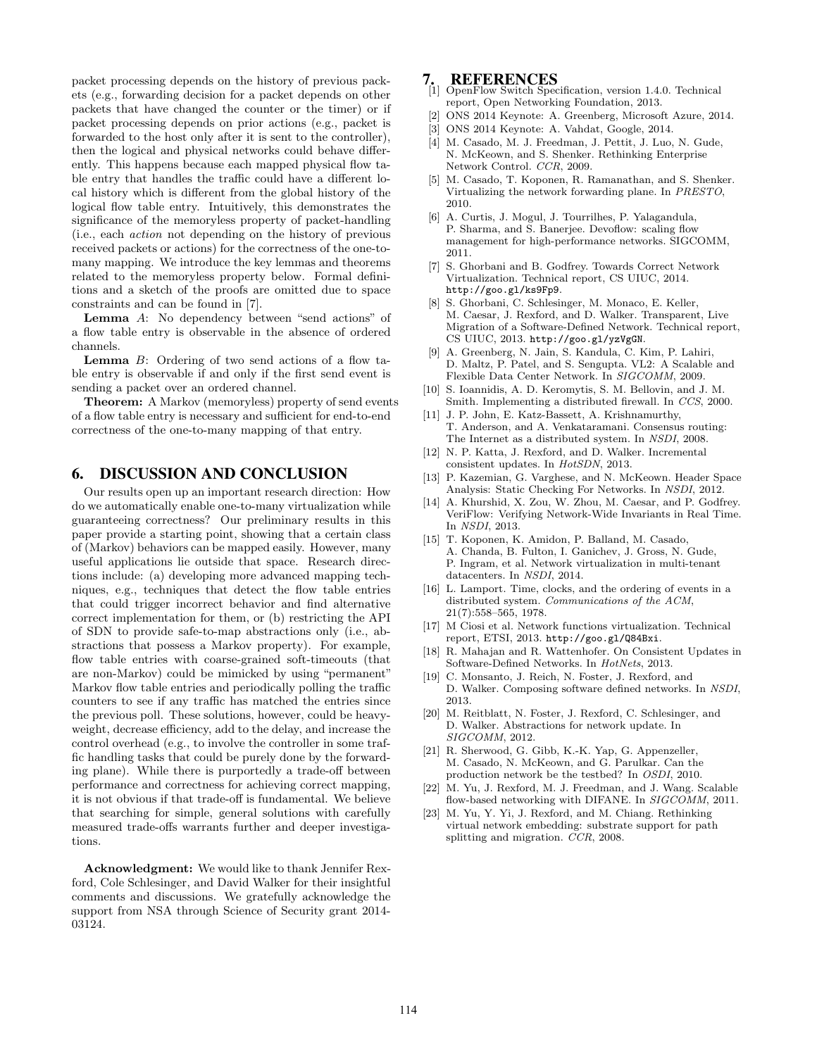packet processing depends on the history of previous packets (e.g., forwarding decision for a packet depends on other packets that have changed the counter or the timer) or if packet processing depends on prior actions (e.g., packet is forwarded to the host only after it is sent to the controller), then the logical and physical networks could behave differently. This happens because each mapped physical flow table entry that handles the traffic could have a different local history which is different from the global history of the logical flow table entry. Intuitively, this demonstrates the significance of the memoryless property of packet-handling (i.e., each *action* not depending on the history of previous received packets or actions) for the correctness of the one-to-many mapping. We introduce the key lemmas and theorems related to the memoryless property below. Formal definitions and a sketch of the proofs are omitted due to space constraints and can be found in [7].

**Lemma** *A*: No dependency between "send actions" of a flow table entry is observable in the absence of ordered channels.

**Lemma** *B*: Ordering of two send actions of a flow table entry is observable if and only if the first send event is sending a packet over an ordered channel.

**Theorem:** A Markov (memoryless) property of send events of a flow table entry is necessary and sufficient for end-to-end correctness of the one-to-many mapping of that entry.

# 6. DISCUSSION AND CONCLUSION

Our results open up an important research direction: How do we automatically enable one-to-many virtualization while guaranteeing correctness? Our preliminary results in this paper provide a starting point, showing that a certain class of (Markov) behaviors can be mapped easily. However, many useful applications lie outside that space. Research directions include: (a) developing more advanced mapping techniques, e.g., techniques that detect the flow table entries that could trigger incorrect behavior and find alternative correct implementation for them, or (b) restricting the API of SDN to provide safe-to-map abstractions only (i.e., abstractions that possess a Markov property). For example, flow table entries with coarse-grained soft-timeouts (that are non-Markov) could be mimicked by using "permanent" Markov flow table entries and periodically polling the traffic counters to see if any traffic has matched the entries since the previous poll. These solutions, however, could be heavyweight, decrease efficiency, add to the delay, and increase the control overhead (e.g., to involve the controller in some traffic handling tasks that could be purely done by the forwarding plane). While there is purportedly a trade-off between performance and correctness for achieving correct mapping, it is not obvious if that trade-off is fundamental. We believe that searching for simple, general solutions with carefully measured trade-offs warrants further and deeper investigations.

**Acknowledgment:** We would like to thank Jennifer Rexford, Cole Schlesinger, and David Walker for their insightful comments and discussions. We gratefully acknowledge the support from NSA through Science of Security grant 2014-03124.

# 7. REFERENCES

[1] OpenFlow Switch Specification, version 1.4.0. Technical report, Open Networking Foundation, 2013.

[2] ONS 2014 Keynote: A. Greenberg, Microsoft Azure, 2014.

[3] ONS 2014 Keynote: A. Vahdat, Google, 2014.

[4] M. Casado, M. J. Freedman, J. Pettit, J. Luo, N. Gude, N. McKeown, and S. Shenker. Rethinking Enterprise Network Control. *CCR*, 2009.

[5] M. Casado, T. Koponen, R. Ramanathan, and S. Shenker. Virtualizing the network forwarding plane. In *PRESTO*, 2010.

[6] A. Curtis, J. Mogul, J. Tourrilhes, P. Yalagandula, P. Sharma, and S. Banerjee. Devoflow: scaling flow management for high-performance networks. SIGCOMM, 2011.

[7] S. Ghorbani and B. Godfrey. Towards Correct Network Virtualization. Technical report, CS UIUC, 2014. http://goo.gl/ks9Fp9.

[8] S. Ghorbani, C. Schlesinger, M. Monaco, E. Keller, M. Caesar, J. Rexford, and D. Walker. Transparent, Live Migration of a Software-Defined Network. Technical report, CS UIUC, 2013. http://goo.gl/yzVgGN.

[9] A. Greenberg, N. Jain, S. Kandula, C. Kim, P. Lahiri, D. Maltz, P. Patel, and S. Sengupta. VL2: A Scalable and Flexible Data Center Network. In *SIGCOMM*, 2009.

[10] S. Ioannidis, A. D. Keromytis, S. M. Bellovin, and J. M. Smith. Implementing a distributed firewall. In *CCS*, 2000.

[11] J. P. John, E. Katz-Bassett, A. Krishnamurthy, T. Anderson, and A. Venkataramani. Consensus routing: The Internet as a distributed system. In *NSDI*, 2008.

[12] N. P. Katta, J. Rexford, and D. Walker. Incremental consistent updates. In *HotSDN*, 2013.

[13] P. Kazemian, G. Varghese, and N. McKeown. Header Space Analysis: Static Checking For Networks. In *NSDI*, 2012.

[14] A. Khurshid, X. Zou, W. Zhou, M. Caesar, and P. Godfrey. VeriFlow: Verifying Network-Wide Invariants in Real Time. In *NSDI*, 2013.

[15] T. Koponen, K. Amidon, P. Balland, M. Casado, A. Chanda, B. Fulton, I. Ganichev, J. Gross, N. Gude, P. Ingram, et al. Network virtualization in multi-tenant datacenters. In *NSDI*, 2014.

[16] L. Lamport. Time, clocks, and the ordering of events in a distributed system. *Communications of the ACM*, 21(7):558–565, 1978.

[17] M Ciosi et al. Network functions virtualization. Technical report, ETSI, 2013. http://goo.gl/Q84Bxi.

[18] R. Mahajan and R. Wattenhofer. On Consistent Updates in Software-Defined Networks. In *HotNets*, 2013.

[19] C. Monsanto, J. Reich, N. Foster, J. Rexford, and D. Walker. Composing software defined networks. In *NSDI*, 2013.

[20] M. Reitblatt, N. Foster, J. Rexford, C. Schlesinger, and D. Walker. Abstractions for network update. In *SIGCOMM*, 2012.

[21] R. Sherwood, G. Gibb, K.-K. Yap, G. Appenzeller, M. Casado, N. McKeown, and G. Parulkar. Can the production network be the testbed? In *OSDI*, 2010.

[22] M. Yu, J. Rexford, M. J. Freedman, and J. Wang. Scalable flow-based networking with DIFANE. In *SIGCOMM*, 2011.

[23] M. Yu, Y. Yi, J. Rexford, and M. Chiang. Rethinking virtual network embedding: substrate support for path splitting and migration. *CCR*, 2008.